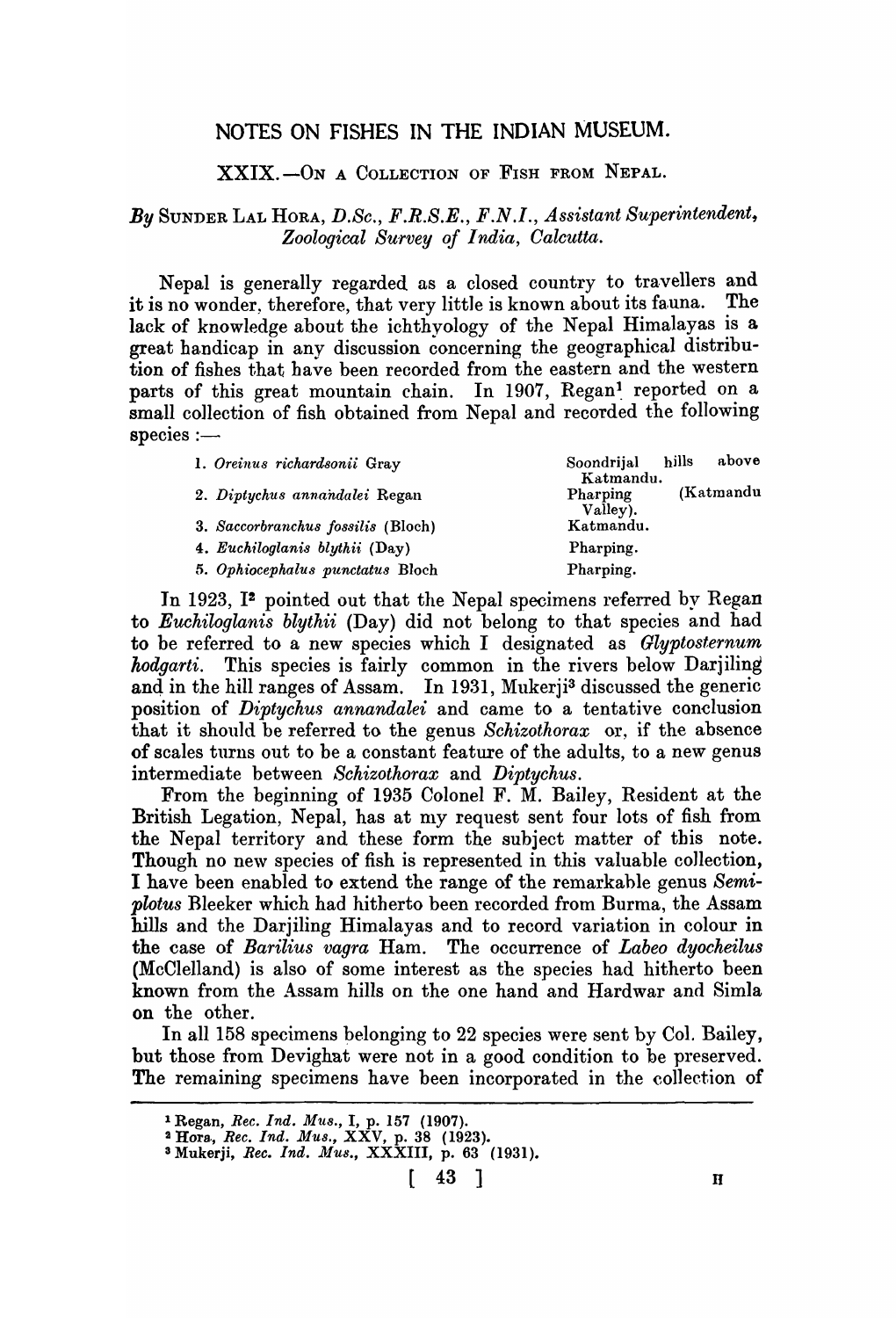# NOTES ON FISHES IN THE INDIAN MUSEUM.

## XXIX.—ON A COLLECTION OF FISH FROM NEPAL.

*By* SUNDER LAL HORA, *D.Sc., F.R.S.E., F.N.I., Assistant Superintendent, Zoological Survey of India, Calcutta.*

Nepal is generally regarded as a closed country to travellers and it is no wonder, therefore, that very little is known about its fauna. The lack of knowledge about the ichthyology of the Nepal Himalayas is a great handicap in any discussion concerning the geographical distribution of fishes that have been recorded from the eastern and the western parts of this great mountain chain. In 1907, Regan[1] reported on a small collection of fish obtained from Nepal and recorded the following species :—

| | |
|---|---|
| 1. *Oreinus richardsonii* Gray | Soondrijal hills above Katmandu. |
| 2. *Diptychus annandalei* Regan | Pharping (Katmandu Valley). |
| 3. *Saccorbranchus fossilis* (Bloch) | Katmandu. |
| 4. *Euchiloglanis blythii* (Day) | Pharping. |
| 5. *Ophiocephalus punctatus* Bloch | Pharping. |

In 1923, I[2] pointed out that the Nepal specimens referred by Regan to *Euchiloglanis blythii* (Day) did not belong to that species and had to be referred to a new species which I designated as *Glyptosternum hodgarti*. This species is fairly common in the rivers below Darjiling and in the hill ranges of Assam. In 1931, Mukerji[3] discussed the generic position of *Diptychus annandalei* and came to a tentative conclusion that it should be referred to the genus *Schizothorax* or, if the absence of scales turns out to be a constant feature of the adults, to a new genus intermediate between *Schizothorax* and *Diptychus*.

From the beginning of 1935 Colonel F. M. Bailey, Resident at the British Legation, Nepal, has at my request sent four lots of fish from the Nepal territory and these form the subject matter of this note. Though no new species of fish is represented in this valuable collection, I have been enabled to extend the range of the remarkable genus *Semiplotus* Bleeker which had hitherto been recorded from Burma, the Assam hills and the Darjiling Himalayas and to record variation in colour in the case of *Barilius vagra* Ham. The occurrence of *Labeo dyocheilus* (McClelland) is also of some interest as the species had hitherto been known from the Assam hills on the one hand and Hardwar and Simla on the other.

In all 158 specimens belonging to 22 species were sent by Col. Bailey, but those from Devighat were not in a good condition to be preserved. The remaining specimens have been incorporated in the collection of

---

[1] Regan, *Rec. Ind. Mus.*, I, p. 157 (1907).

[2] Hora, *Rec. Ind. Mus.*, XXV, p. 38 (1923).

[3] Mukerji, *Rec. Ind. Mus.*, XXXIII, p. 63 (1931).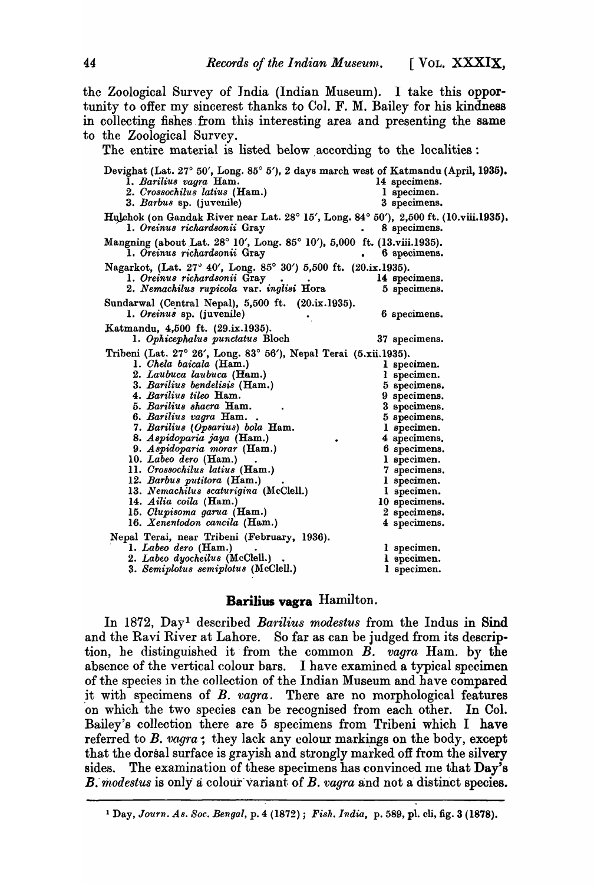the Zoological Survey of India (Indian Museum). I take this opportunity to offer my sincerest thanks to Col. F. M. Bailey for his kindness in collecting fishes from this interesting area and presenting the same to the Zoological Survey.

The entire material is listed below according to the localities:

Devighat (Lat. 27° 50′, Long. 85° 5′), 2 days march west of Katmandu (April, 1935).

1. *Barilius vagra* Ham. — 14 specimens.
2. *Crossochilus latius* (Ham.) — 1 specimen.
3. *Barbus* sp. (juvenile) — 3 specimens.

Hulchok (on Gandak River near Lat. 28° 15′, Long. 84° 50′), 2,500 ft. (10.viii.1935).

1. *Oreinus richardsonii* Gray — 8 specimens.

Mangning (about Lat. 28° 10′, Long. 85° 10′), 5,000 ft. (13.viii.1935).

1. *Oreinus richardsonii* Gray — 6 specimens.

Nagarkot, (Lat. 27° 40′, Long. 85° 30′) 5,500 ft. (20.ix.1935).

1. *Oreinus richardsonii* Gray — 14 specimens.
2. *Nemachilus rupicola* var. *inglisi* Hora — 5 specimens.

Sundarwal (Central Nepal), 5,500 ft. (20.ix.1935).

1. *Oreinus* sp. (juvenile) — 6 specimens.

Katmandu, 4,500 ft. (29.ix.1935).

1. *Ophicephalus punctatus* Bloch — 37 specimens.

Tribeni (Lat. 27° 26′, Long. 83° 56′), Nepal Terai (5.xii.1935).

1. *Chela baicala* (Ham.) — 1 specimen.
2. *Laubuca laubuca* (Ham.) — 1 specimen.
3. *Barilius bendelisis* (Ham.) — 5 specimens.
4. *Barilius tileo* Ham. — 9 specimens.
5. *Barilius shacra* Ham. — 3 specimens.
6. *Barilius vagra* Ham. — 5 specimens.
7. *Barilius (Opsarius) bola* Ham. — 1 specimen.
8. *Aspidoparia jaya* (Ham.) — 4 specimens.
9. *Aspidoparia morar* (Ham.) — 6 specimens.
10. *Labeo dero* (Ham.) — 1 specimen.
11. *Crossochilus latius* (Ham.) — 7 specimens.
12. *Barbus putitora* (Ham.) — 1 specimen.
13. *Nemachilus scaturigina* (McClell.) — 1 specimen.
14. *Ailia coila* (Ham.) — 10 specimens.
15. *Clupisoma garua* (Ham.) — 2 specimens.
16. *Xenentodon cancila* (Ham.) — 4 specimens.

Nepal Terai, near Tribeni (February, 1936).

1. *Labeo dero* (Ham.) — 1 specimen.
2. *Labeo dyocheilus* (McClell.) — 1 specimen.
3. *Semiplotus semiplotus* (McClell.) — 1 specimen.

## **Barilius vagra** Hamilton.

In 1872, Day[1] described *Barilius modestus* from the Indus in Sind and the Ravi River at Lahore. So far as can be judged from its description, he distinguished it from the common *B. vagra* Ham. by the absence of the vertical colour bars. I have examined a typical specimen of the species in the collection of the Indian Museum and have compared it with specimens of *B. vagra*. There are no morphological features on which the two species can be recognised from each other. In Col. Bailey's collection there are 5 specimens from Tribeni which I have referred to *B. vagra*; they lack any colour markings on the body, except that the dorsal surface is grayish and strongly marked off from the silvery sides. The examination of these specimens has convinced me that Day's *B. modestus* is only a colour variant of *B. vagra* and not a distinct species.

---

[1] Day, *Journ. As. Soc. Bengal*, p. 4 (1872); *Fish. India*, p. 589, pl. cli, fig. 3 (1878).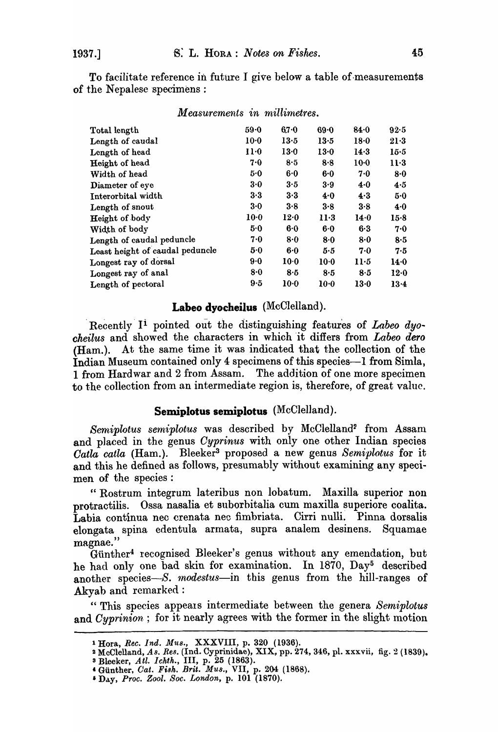To facilitate reference in future I give below a table of measurements of the Nepalese specimens :

*Measurements in millimetres.*

| | | | | | |
|---|---|---|---|---|---|
| Total length | 59·0 | 67·0 | 69·0 | 84·0 | 92·5 |
| Length of caudal | 10·0 | 13·5 | 13·5 | 18·0 | 21·3 |
| Length of head | 11·0 | 13·0 | 13·0 | 14·3 | 15·5 |
| Height of head | 7·0 | 8·5 | 8·8 | 10·0 | 11·3 |
| Width of head | 5·0 | 6·0 | 6·0 | 7·0 | 8·0 |
| Diameter of eye | 3·0 | 3·5 | 3·9 | 4·0 | 4·5 |
| Interorbital width | 3·3 | 3·3 | 4·0 | 4·3 | 5·0 |
| Length of snout | 3·0 | 3·8 | 3·8 | 3·8 | 4·0 |
| Height of body | 10·0 | 12·0 | 11·3 | 14·0 | 15·8 |
| Width of body | 5·0 | 6·0 | 6·0 | 6·3 | 7·0 |
| Length of caudal peduncle | 7·0 | 8·0 | 8·0 | 8·0 | 8·5 |
| Least height of caudal peduncle | 5·0 | 6·0 | 5·5 | 7·0 | 7·5 |
| Longest ray of dorsal | 9·0 | 10·0 | 10·0 | 11·5 | 14·0 |
| Longest ray of anal | 8·0 | 8·5 | 8·5 | 8·5 | 12·0 |
| Length of pectoral | 9·5 | 10·0 | 10·0 | 13·0 | 13·4 |

## **Labeo dyocheilus** (McClelland).

Recently I[1] pointed out the distinguishing features of *Labeo dyocheilus* and showed the characters in which it differs from *Labeo dero* (Ham.). At the same time it was indicated that the collection of the Indian Museum contained only 4 specimens of this species—1 from Simla, 1 from Hardwar and 2 from Assam. The addition of one more specimen to the collection from an intermediate region is, therefore, of great value.

## **Semiplotus semiplotus** (McClelland).

*Semiplotus semiplotus* was described by McClelland[2] from Assam and placed in the genus *Cyprinus* with only one other Indian species *Catla catla* (Ham.). Bleeker[3] proposed a new genus *Semiplotus* for it and this he defined as follows, presumably without examining any specimen of the species :

" Rostrum integrum lateribus non lobatum. Maxilla superior non protractilis. Ossa nasalia et suborbitalia cum maxilla superiore coalita. Labia continua nec crenata nec fimbriata. Cirri nulli. Pinna dorsalis elongata spina edentula armata, supra analem desinens. Squamae magnae."

Günther[4] recognised Bleeker's genus without any emendation, but he had only one bad skin for examination. In 1870, Day[5] described another species—*S. modestus*—in this genus from the hill-ranges of Akyab and remarked :

" This species appears intermediate between the genera *Semiplotus* and *Cyprinion* ; for it nearly agrees with the former in the slight motion

---

[1] Hora, *Rec. Ind. Mus.*, XXXVIII, p. 320 (1936).

[2] McClelland, *As. Res.* (Ind. Cyprinidae), XIX, pp. 274, 346, pl. xxxvii, fig. 2 (1839).

[3] Bleeker, *Atl. Ichth.*, III, p. 25 (1863).

[4] Günther, *Cat. Fish. Brit. Mus.*, VII, p. 204 (1868).

[5] Day, *Proc. Zool. Soc. London*, p. 101 (1870).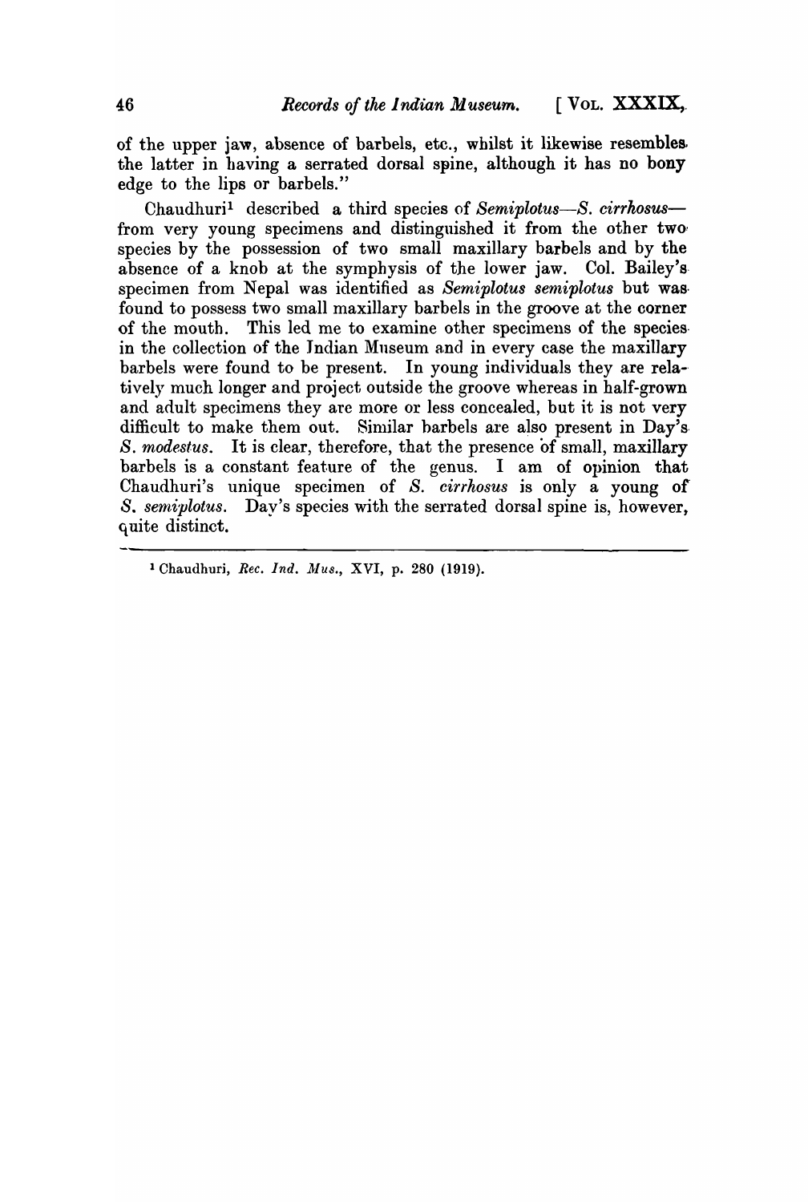of the upper jaw, absence of barbels, etc., whilst it likewise resembles the latter in having a serrated dorsal spine, although it has no bony edge to the lips or barbels."

Chaudhuri[1] described a third species of *Semiplotus*—*S. cirrhosus*—from very young specimens and distinguished it from the other two species by the possession of two small maxillary barbels and by the absence of a knob at the symphysis of the lower jaw. Col. Bailey's specimen from Nepal was identified as *Semiplotus semiplotus* but was found to possess two small maxillary barbels in the groove at the corner of the mouth. This led me to examine other specimens of the species in the collection of the Indian Museum and in every case the maxillary barbels were found to be present. In young individuals they are relatively much longer and project outside the groove whereas in half-grown and adult specimens they are more or less concealed, but it is not very difficult to make them out. Similar barbels are also present in Day's *S. modestus*. It is clear, therefore, that the presence of small, maxillary barbels is a constant feature of the genus. I am of opinion that Chaudhuri's unique specimen of *S. cirrhosus* is only a young of *S. semiplotus*. Day's species with the serrated dorsal spine is, however, quite distinct.

---

[1] Chaudhuri, *Rec. Ind. Mus.*, XVI, p. 280 (1919).